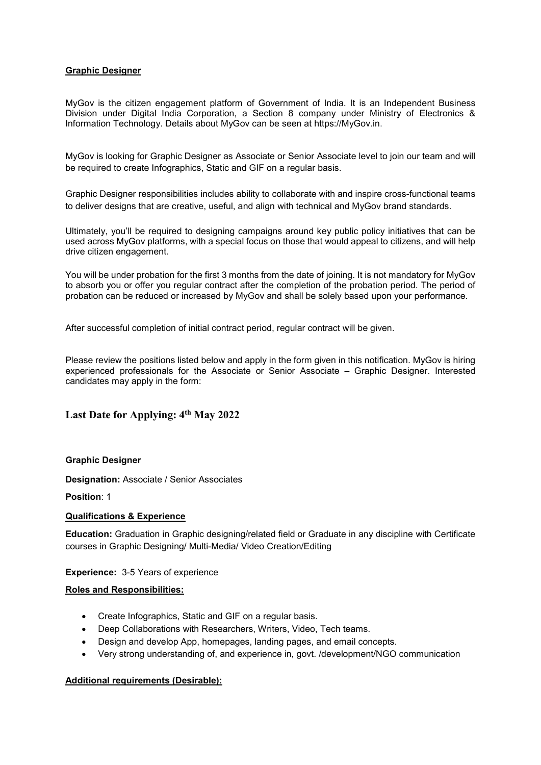**Graphic Designer**

MyGov is the citizen engagement platform of Government of India. It is an Independent Business Division under Digital India Corporation, a Section 8 company under Ministry of Electronics & Information Technology. Details about MyGov can be seen at https://MyGov.in.

MyGov is looking for Graphic Designer as Associate or Senior Associate level to join our team and will be required to create Infographics, Static and GIF on a regular basis.

Graphic Designer responsibilities includes ability to collaborate with and inspire cross-functional teams to deliver designs that are creative, useful, and align with technical and MyGov brand standards.

Ultimately, you'll be required to designing campaigns around key public policy initiatives that can be used across MyGov platforms, with a special focus on those that would appeal to citizens, and will help drive citizen engagement.

You will be under probation for the first 3 months from the date of joining. It is not mandatory for MyGov to absorb you or offer you regular contract after the completion of the probation period. The period of probation can be reduced or increased by MyGov and shall be solely based upon your performance.

After successful completion of initial contract period, regular contract will be given.

Please review the positions listed below and apply in the form given in this notification. MyGov is hiring experienced professionals for the Associate or Senior Associate – Graphic Designer. Interested candidates may apply in the form:

## Last Date for Applying: 4th May 2022

**Graphic Designer**

**Designation:** Associate / Senior Associates

**Position**: 1

**Qualifications & Experience**

**Education:** Graduation in Graphic designing/related field or Graduate in any discipline with Certificate courses in Graphic Designing/ Multi-Media/ Video Creation/Editing

**Experience:** 3-5 Years of experience

**Roles and Responsibilities:**

- Create Infographics, Static and GIF on a regular basis.
- Deep Collaborations with Researchers, Writers, Video, Tech teams.
- Design and develop App, homepages, landing pages, and email concepts.
- Very strong understanding of, and experience in, govt. /development/NGO communication

**Additional requirements (Desirable):**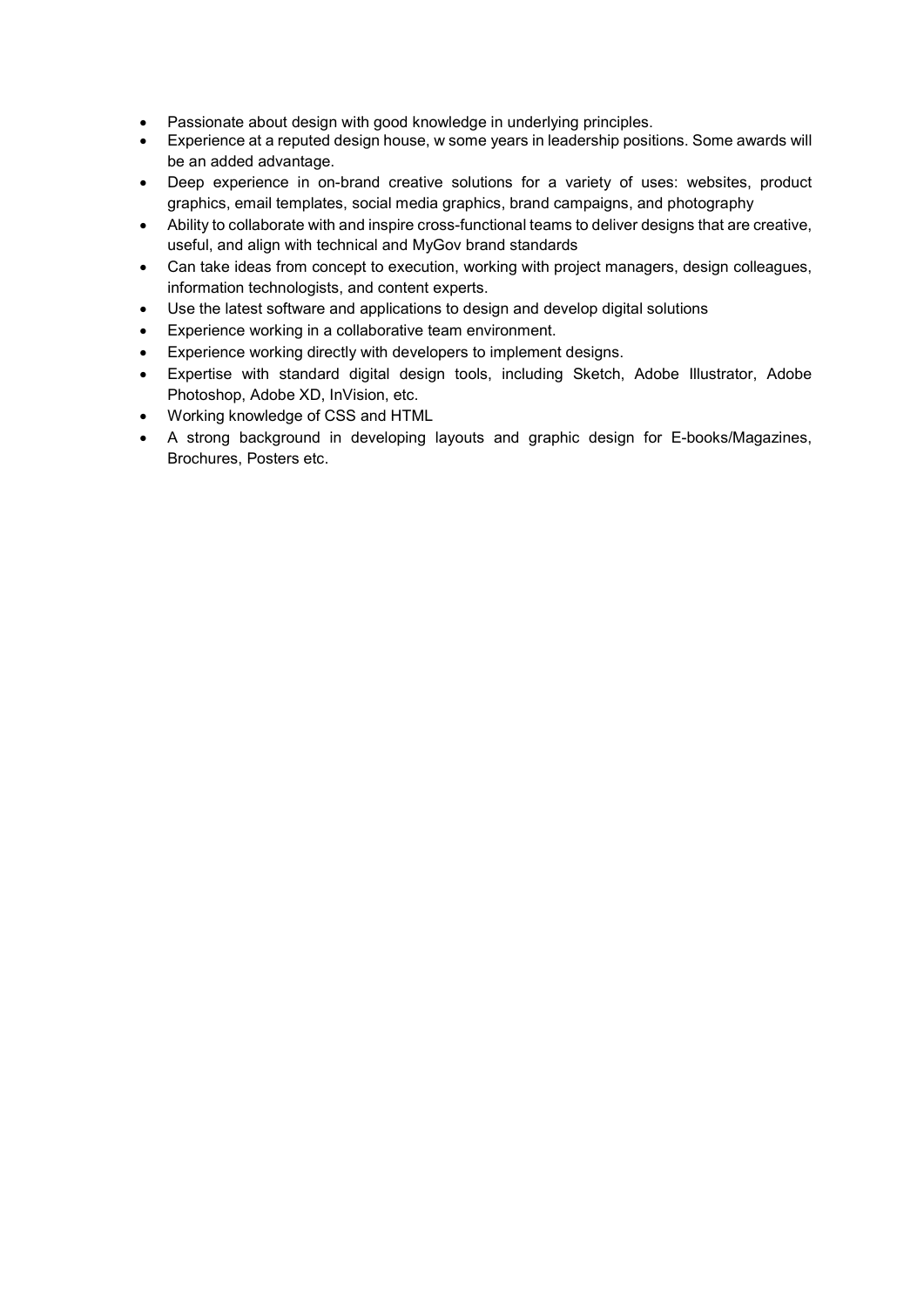- Passionate about design with good knowledge in underlying principles.
- Experience at a reputed design house, w some years in leadership positions. Some awards will be an added advantage.
- Deep experience in on-brand creative solutions for a variety of uses: websites, product graphics, email templates, social media graphics, brand campaigns, and photography
- Ability to collaborate with and inspire cross-functional teams to deliver designs that are creative, useful, and align with technical and MyGov brand standards
- Can take ideas from concept to execution, working with project managers, design colleagues, information technologists, and content experts.
- Use the latest software and applications to design and develop digital solutions
- Experience working in a collaborative team environment.
- Experience working directly with developers to implement designs.
- Expertise with standard digital design tools, including Sketch, Adobe Illustrator, Adobe Photoshop, Adobe XD, InVision, etc.
- Working knowledge of CSS and HTML
- A strong background in developing layouts and graphic design for E-books/Magazines, Brochures, Posters etc.